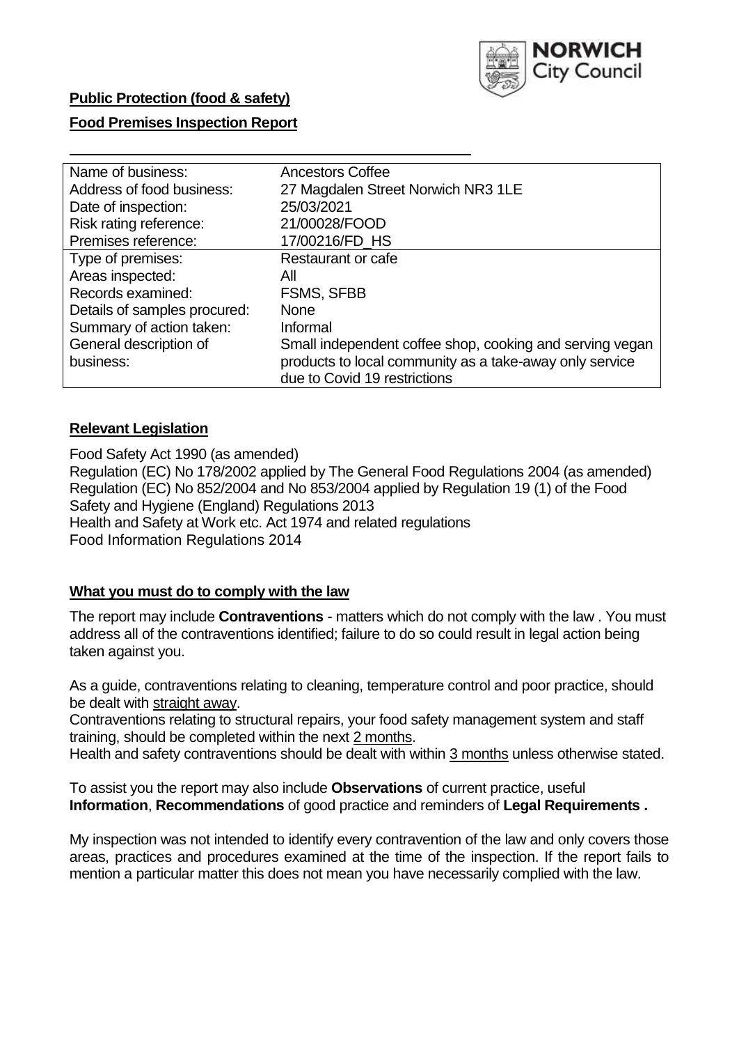**Public Protection (food & safety)**

**Food Premises Inspection Report**

| | |
|---|---|
| Name of business: | Ancestors Coffee |
| Address of food business: | 27 Magdalen Street Norwich NR3 1LE |
| Date of inspection: | 25/03/2021 |
| Risk rating reference: | 21/00028/FOOD |
| Premises reference: | 17/00216/FD_HS |
| Type of premises: | Restaurant or cafe |
| Areas inspected: | All |
| Records examined: | FSMS, SFBB |
| Details of samples procured: | None |
| Summary of action taken: | Informal |
| General description of business: | Small independent coffee shop, cooking and serving vegan products to local community as a take-away only service due to Covid 19 restrictions |

## **Relevant Legislation**

Food Safety Act 1990 (as amended)
Regulation (EC) No 178/2002 applied by The General Food Regulations 2004 (as amended)
Regulation (EC) No 852/2004 and No 853/2004 applied by Regulation 19 (1) of the Food Safety and Hygiene (England) Regulations 2013
Health and Safety at Work etc. Act 1974 and related regulations
Food Information Regulations 2014

## **What you must do to comply with the law**

The report may include **Contraventions** - matters which do not comply with the law . You must address all of the contraventions identified; failure to do so could result in legal action being taken against you.

As a guide, contraventions relating to cleaning, temperature control and poor practice, should be dealt with straight away.
Contraventions relating to structural repairs, your food safety management system and staff training, should be completed within the next 2 months.
Health and safety contraventions should be dealt with within 3 months unless otherwise stated.

To assist you the report may also include **Observations** of current practice, useful **Information**, **Recommendations** of good practice and reminders of **Legal Requirements .**

My inspection was not intended to identify every contravention of the law and only covers those areas, practices and procedures examined at the time of the inspection. If the report fails to mention a particular matter this does not mean you have necessarily complied with the law.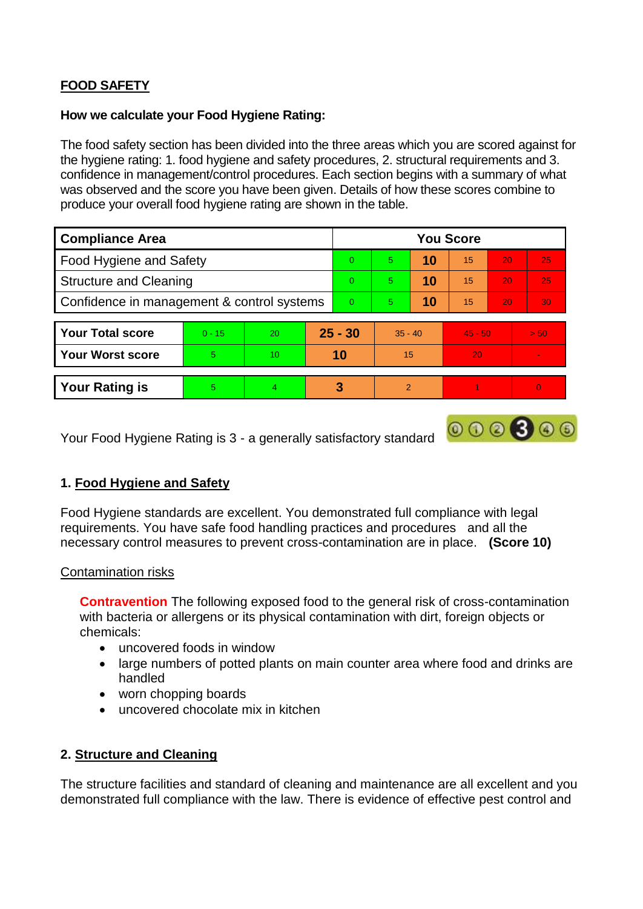## FOOD SAFETY

**How we calculate your Food Hygiene Rating:**

The food safety section has been divided into the three areas which you are scored against for the hygiene rating: 1. food hygiene and safety procedures, 2. structural requirements and 3. confidence in management/control procedures. Each section begins with a summary of what was observed and the score you have been given. Details of how these scores combine to produce your overall food hygiene rating are shown in the table.

| Compliance Area | You Score | | | | | |
|---|---|---|---|---|---|---|
| Food Hygiene and Safety | 0 | 5 | **10** | 15 | 20 | 25 |
| Structure and Cleaning | 0 | 5 | **10** | 15 | 20 | 25 |
| Confidence in management & control systems | 0 | 5 | **10** | 15 | 20 | 30 |

| | | | | | | |
|---|---|---|---|---|---|---|
| **Your Total score** | 0 - 15 | 20 | **25 - 30** | 35 - 40 | 45 - 50 | > 50 |
| **Your Worst score** | 5 | 10 | **10** | 15 | 20 | - |

| | | | | | | |
|---|---|---|---|---|---|---|
| **Your Rating is** | 5 | 4 | **3** | 2 | 1 | 0 |

Your Food Hygiene Rating is 3 - a generally satisfactory standard

### 1. Food Hygiene and Safety

Food Hygiene standards are excellent. You demonstrated full compliance with legal requirements. You have safe food handling practices and procedures and all the necessary control measures to prevent cross-contamination are in place. **(Score 10)**

Contamination risks

**Contravention** The following exposed food to the general risk of cross-contamination with bacteria or allergens or its physical contamination with dirt, foreign objects or chemicals:

- uncovered foods in window
- large numbers of potted plants on main counter area where food and drinks are handled
- worn chopping boards
- uncovered chocolate mix in kitchen

### 2. Structure and Cleaning

The structure facilities and standard of cleaning and maintenance are all excellent and you demonstrated full compliance with the law. There is evidence of effective pest control and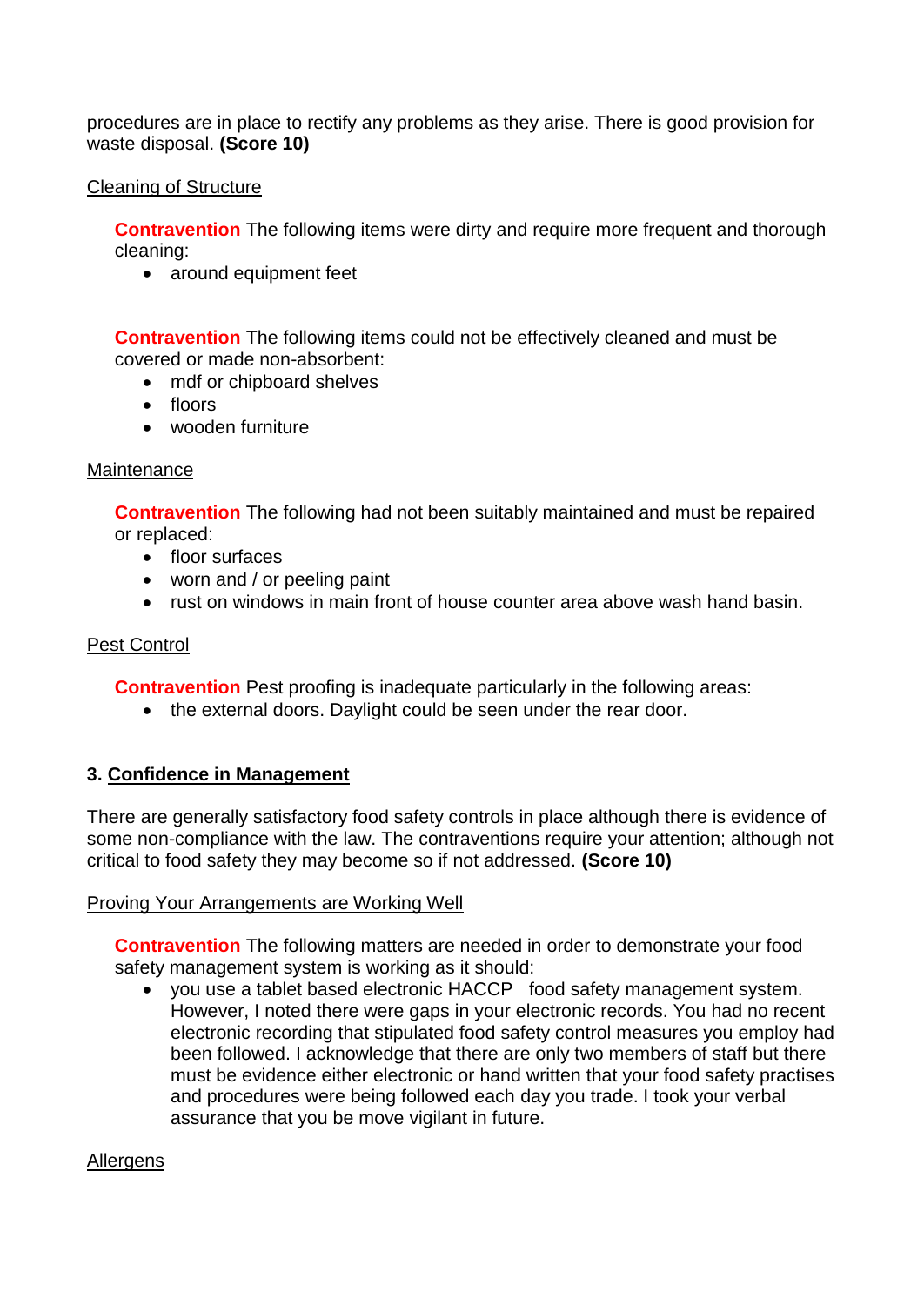procedures are in place to rectify any problems as they arise. There is good provision for waste disposal. **(Score 10)**

Cleaning of Structure

**Contravention** The following items were dirty and require more frequent and thorough cleaning:

- around equipment feet

**Contravention** The following items could not be effectively cleaned and must be covered or made non-absorbent:

- mdf or chipboard shelves
- floors
- wooden furniture

Maintenance

**Contravention** The following had not been suitably maintained and must be repaired or replaced:

- floor surfaces
- worn and / or peeling paint
- rust on windows in main front of house counter area above wash hand basin.

Pest Control

**Contravention** Pest proofing is inadequate particularly in the following areas:

- the external doors. Daylight could be seen under the rear door.

## 3. Confidence in Management

There are generally satisfactory food safety controls in place although there is evidence of some non-compliance with the law. The contraventions require your attention; although not critical to food safety they may become so if not addressed. **(Score 10)**

Proving Your Arrangements are Working Well

**Contravention** The following matters are needed in order to demonstrate your food safety management system is working as it should:

- you use a tablet based electronic HACCP food safety management system. However, I noted there were gaps in your electronic records. You had no recent electronic recording that stipulated food safety control measures you employ had been followed. I acknowledge that there are only two members of staff but there must be evidence either electronic or hand written that your food safety practises and procedures were being followed each day you trade. I took your verbal assurance that you be move vigilant in future.

Allergens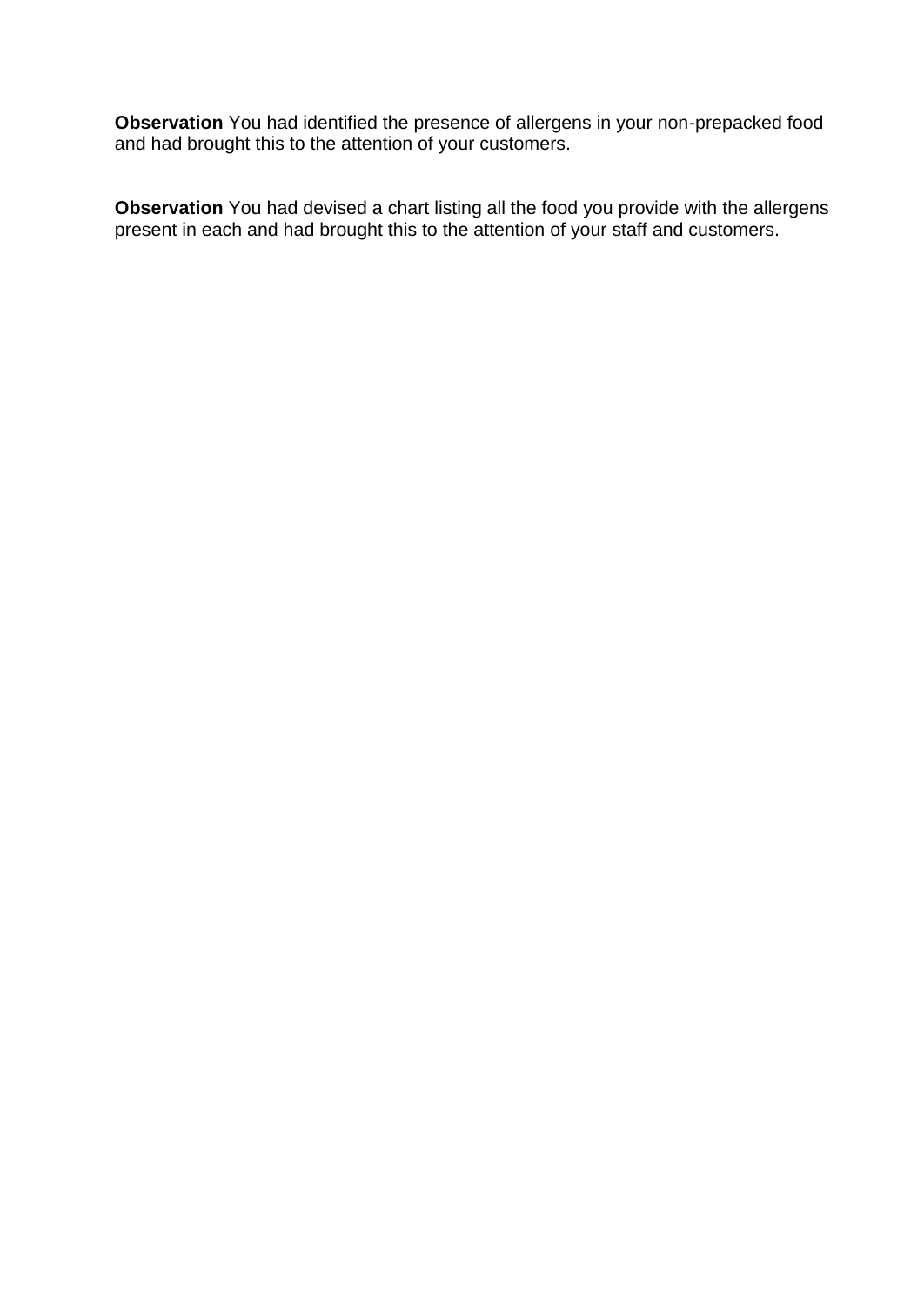**Observation** You had identified the presence of allergens in your non-prepacked food and had brought this to the attention of your customers.

**Observation** You had devised a chart listing all the food you provide with the allergens present in each and had brought this to the attention of your staff and customers.